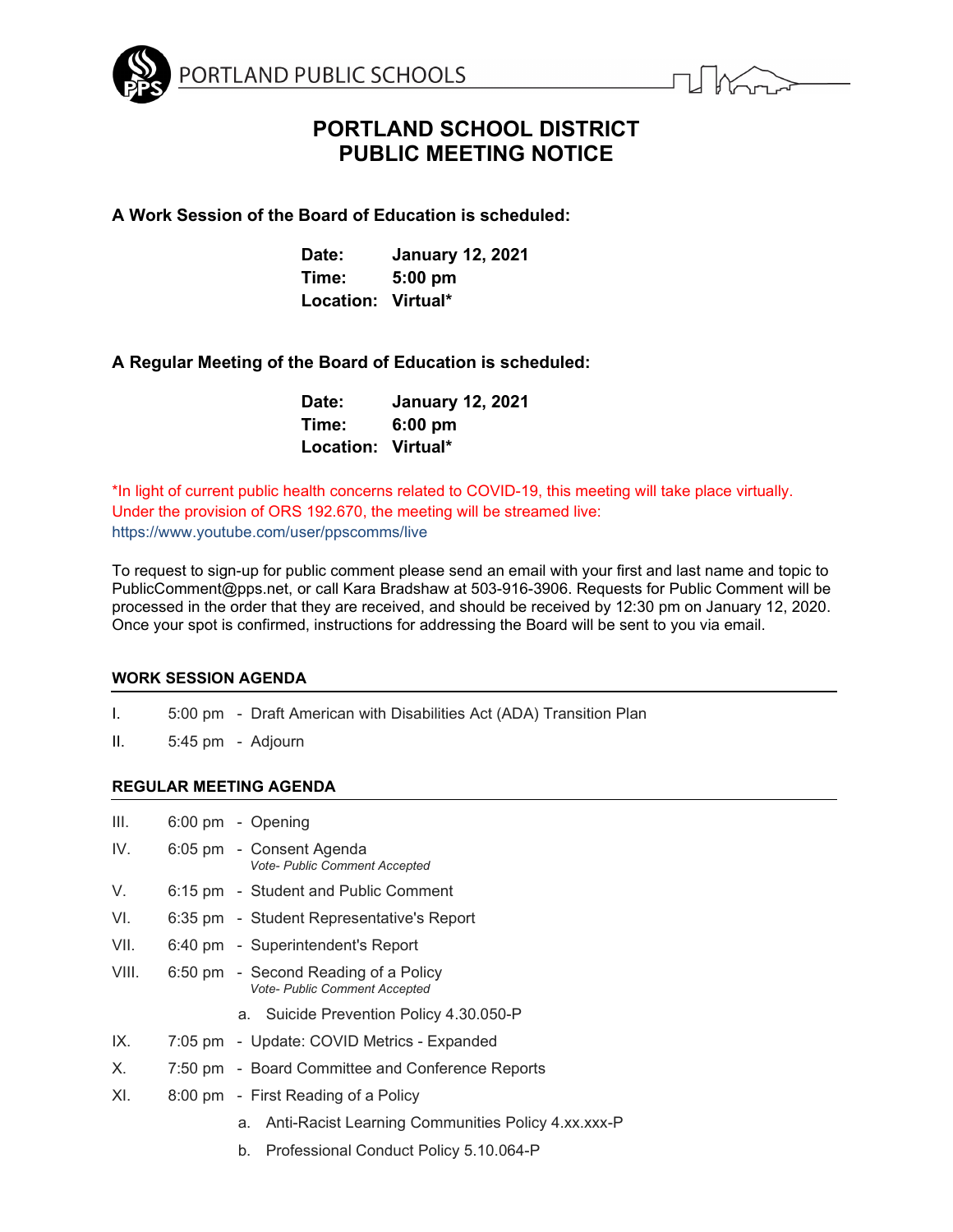PORTLAND PUBLIC SCHOOLS

# PORTLAND SCHOOL DISTRICT
# PUBLIC MEETING NOTICE

**A Work Session of the Board of Education is scheduled:**

**Date:** **January 12, 2021**
**Time:** **5:00 pm**
**Location:** **Virtual***

**A Regular Meeting of the Board of Education is scheduled:**

**Date:** **January 12, 2021**
**Time:** **6:00 pm**
**Location:** **Virtual***

*In light of current public health concerns related to COVID-19, this meeting will take place virtually. Under the provision of ORS 192.670, the meeting will be streamed live: https://www.youtube.com/user/ppscomms/live

To request to sign-up for public comment please send an email with your first and last name and topic to PublicComment@pps.net, or call Kara Bradshaw at 503-916-3906. Requests for Public Comment will be processed in the order that they are received, and should be received by 12:30 pm on January 12, 2020. Once your spot is confirmed, instructions for addressing the Board will be sent to you via email.

## WORK SESSION AGENDA

I. 5:00 pm - Draft American with Disabilities Act (ADA) Transition Plan

II. 5:45 pm - Adjourn

## REGULAR MEETING AGENDA

III. 6:00 pm - Opening

IV. 6:05 pm - Consent Agenda
*Vote- Public Comment Accepted*

V. 6:15 pm - Student and Public Comment

VI. 6:35 pm - Student Representative's Report

VII. 6:40 pm - Superintendent's Report

VIII. 6:50 pm - Second Reading of a Policy
*Vote- Public Comment Accepted*
  a. Suicide Prevention Policy 4.30.050-P

IX. 7:05 pm - Update: COVID Metrics - Expanded

X. 7:50 pm - Board Committee and Conference Reports

XI. 8:00 pm - First Reading of a Policy
  a. Anti-Racist Learning Communities Policy 4.xx.xxx-P
  b. Professional Conduct Policy 5.10.064-P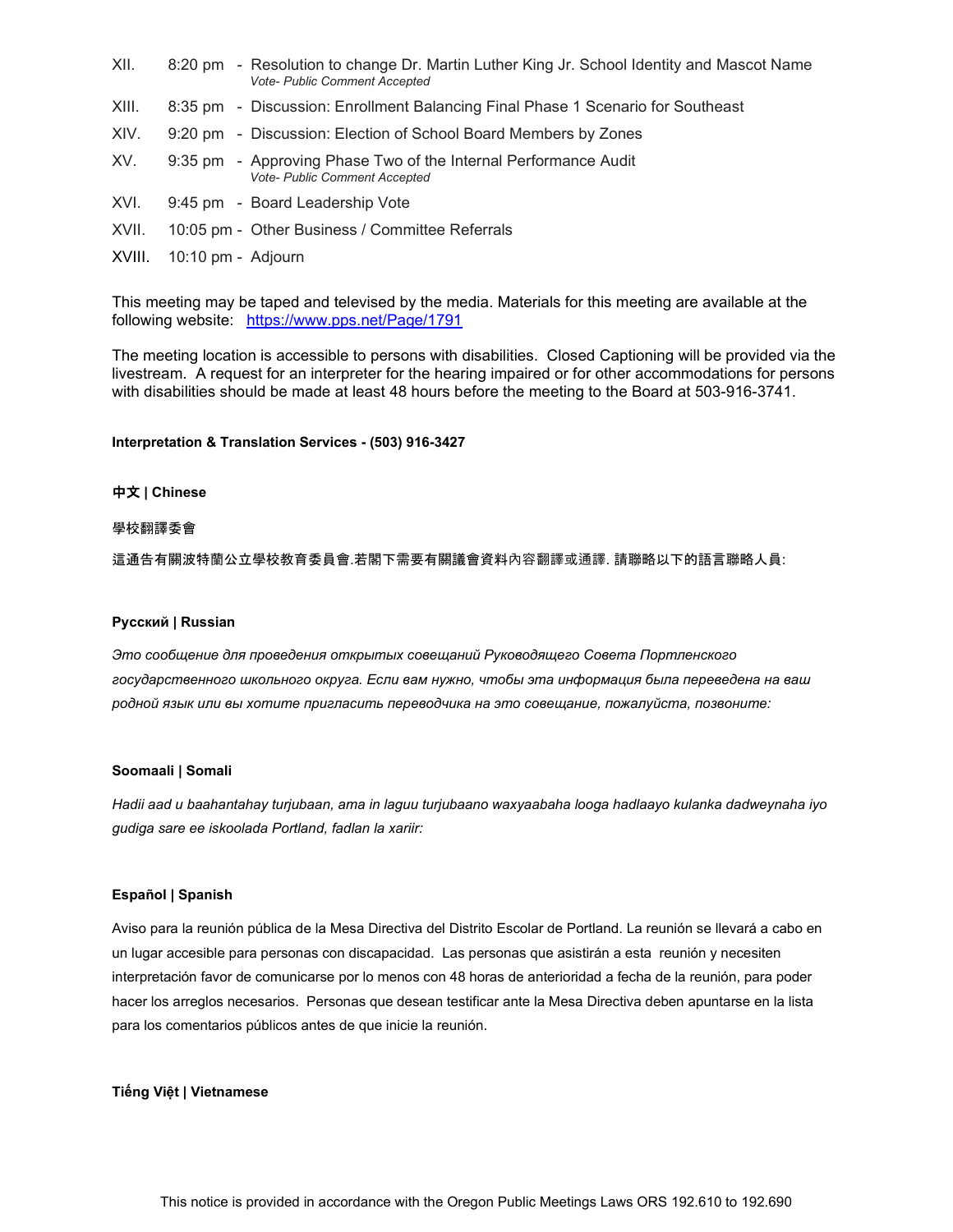XII. 8:20 pm - Resolution to change Dr. Martin Luther King Jr. School Identity and Mascot Name
*Vote- Public Comment Accepted*

XIII. 8:35 pm - Discussion: Enrollment Balancing Final Phase 1 Scenario for Southeast

XIV. 9:20 pm - Discussion: Election of School Board Members by Zones

XV. 9:35 pm - Approving Phase Two of the Internal Performance Audit
*Vote- Public Comment Accepted*

XVI. 9:45 pm - Board Leadership Vote

XVII. 10:05 pm - Other Business / Committee Referrals

XVIII. 10:10 pm - Adjourn

This meeting may be taped and televised by the media. Materials for this meeting are available at the following website: https://www.pps.net/Page/1791

The meeting location is accessible to persons with disabilities. Closed Captioning will be provided via the livestream. A request for an interpreter for the hearing impaired or for other accommodations for persons with disabilities should be made at least 48 hours before the meeting to the Board at 503-916-3741.

**Interpretation & Translation Services - (503) 916-3427**

**中文 | Chinese**

學校翻譯委會

這通告有關波特蘭公立學校教育委員會.若閣下需要有關議會資料內容翻譯或通譯. 請聯略以下的語言聯略人員:

**Русский | Russian**

*Это сообщение для проведения открытых совещаний Руководящего Совета Портленского государственного школьного округа. Если вам нужно, чтобы эта информация была переведена на ваш родной язык или вы хотите пригласить переводчика на это совещание, пожалуйста, позвоните:*

**Soomaali | Somali**

*Hadii aad u baahantahay turjubaan, ama in laguu turjubaano waxyaabaha looga hadlaayo kulanka dadweynaha iyo gudiga sare ee iskoolada Portland, fadlan la xariir:*

**Español | Spanish**

Aviso para la reunión pública de la Mesa Directiva del Distrito Escolar de Portland. La reunión se llevará a cabo en un lugar accesible para personas con discapacidad. Las personas que asistirán a esta reunión y necesiten interpretación favor de comunicarse por lo menos con 48 horas de anterioridad a fecha de la reunión, para poder hacer los arreglos necesarios. Personas que desean testificar ante la Mesa Directiva deben apuntarse en la lista para los comentarios públicos antes de que inicie la reunión.

**Tiếng Việt | Vietnamese**

This notice is provided in accordance with the Oregon Public Meetings Laws ORS 192.610 to 192.690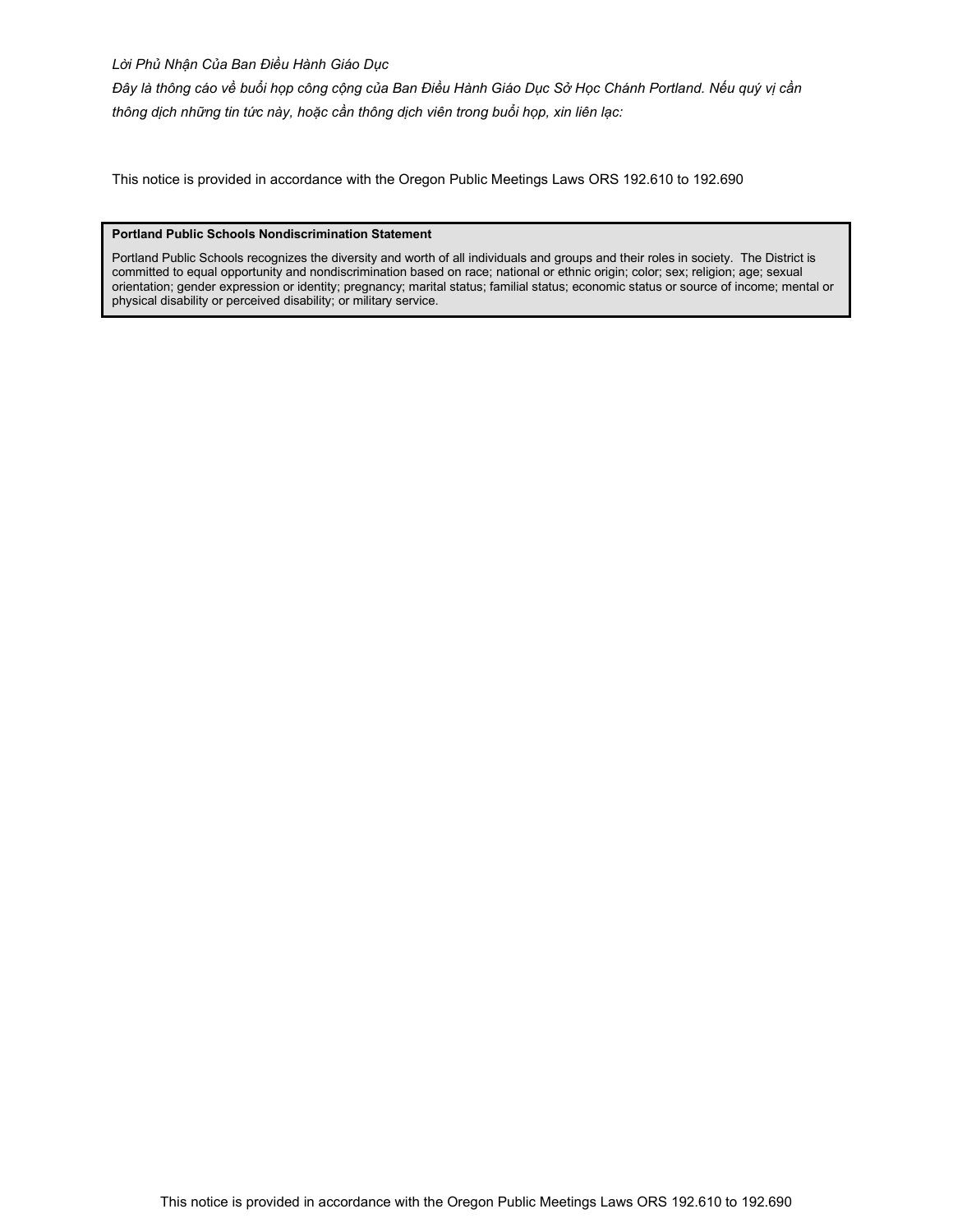*Lời Phủ Nhận Của Ban Điều Hành Giáo Dục*

*Đây là thông cáo về buổi họp công cộng của Ban Điều Hành Giáo Dục Sở Học Chánh Portland. Nếu quý vị cần thông dịch những tin tức này, hoặc cần thông dịch viên trong buổi họp, xin liên lạc:*

This notice is provided in accordance with the Oregon Public Meetings Laws ORS 192.610 to 192.690

**Portland Public Schools Nondiscrimination Statement**

Portland Public Schools recognizes the diversity and worth of all individuals and groups and their roles in society. The District is committed to equal opportunity and nondiscrimination based on race; national or ethnic origin; color; sex; religion; age; sexual orientation; gender expression or identity; pregnancy; marital status; familial status; economic status or source of income; mental or physical disability or perceived disability; or military service.